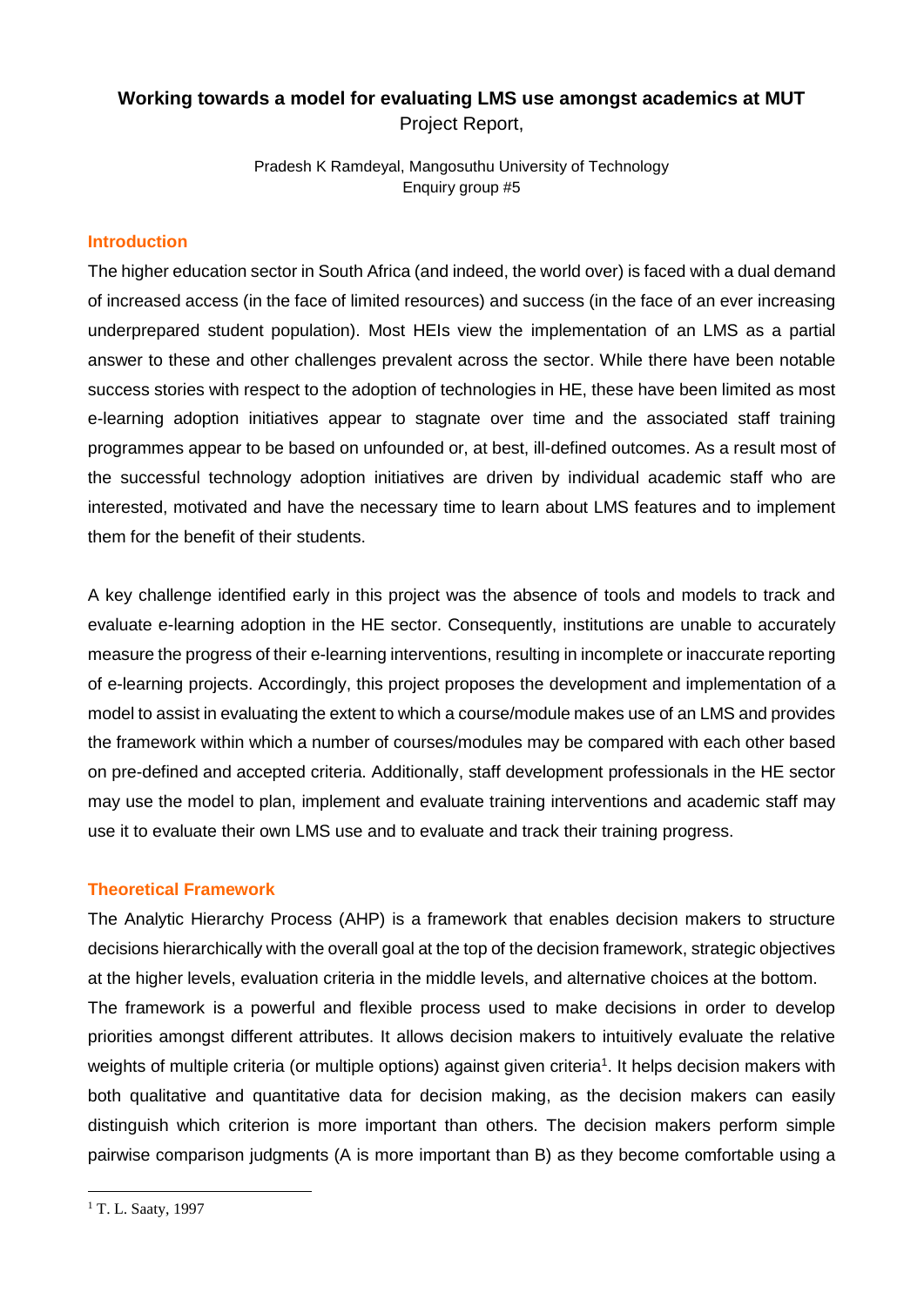# Working towards a model for evaluating LMS use amongst academics at MUT

Project Report,

Pradesh K Ramdeyal, Mangosuthu University of Technology
Enquiry group #5

## Introduction

The higher education sector in South Africa (and indeed, the world over) is faced with a dual demand of increased access (in the face of limited resources) and success (in the face of an ever increasing underprepared student population). Most HEIs view the implementation of an LMS as a partial answer to these and other challenges prevalent across the sector. While there have been notable success stories with respect to the adoption of technologies in HE, these have been limited as most e-learning adoption initiatives appear to stagnate over time and the associated staff training programmes appear to be based on unfounded or, at best, ill-defined outcomes. As a result most of the successful technology adoption initiatives are driven by individual academic staff who are interested, motivated and have the necessary time to learn about LMS features and to implement them for the benefit of their students.

A key challenge identified early in this project was the absence of tools and models to track and evaluate e-learning adoption in the HE sector. Consequently, institutions are unable to accurately measure the progress of their e-learning interventions, resulting in incomplete or inaccurate reporting of e-learning projects. Accordingly, this project proposes the development and implementation of a model to assist in evaluating the extent to which a course/module makes use of an LMS and provides the framework within which a number of courses/modules may be compared with each other based on pre-defined and accepted criteria. Additionally, staff development professionals in the HE sector may use the model to plan, implement and evaluate training interventions and academic staff may use it to evaluate their own LMS use and to evaluate and track their training progress.

## Theoretical Framework

The Analytic Hierarchy Process (AHP) is a framework that enables decision makers to structure decisions hierarchically with the overall goal at the top of the decision framework, strategic objectives at the higher levels, evaluation criteria in the middle levels, and alternative choices at the bottom.

The framework is a powerful and flexible process used to make decisions in order to develop priorities amongst different attributes. It allows decision makers to intuitively evaluate the relative weights of multiple criteria (or multiple options) against given criteria[1]. It helps decision makers with both qualitative and quantitative data for decision making, as the decision makers can easily distinguish which criterion is more important than others. The decision makers perform simple pairwise comparison judgments (A is more important than B) as they become comfortable using a

[1] T. L. Saaty, 1997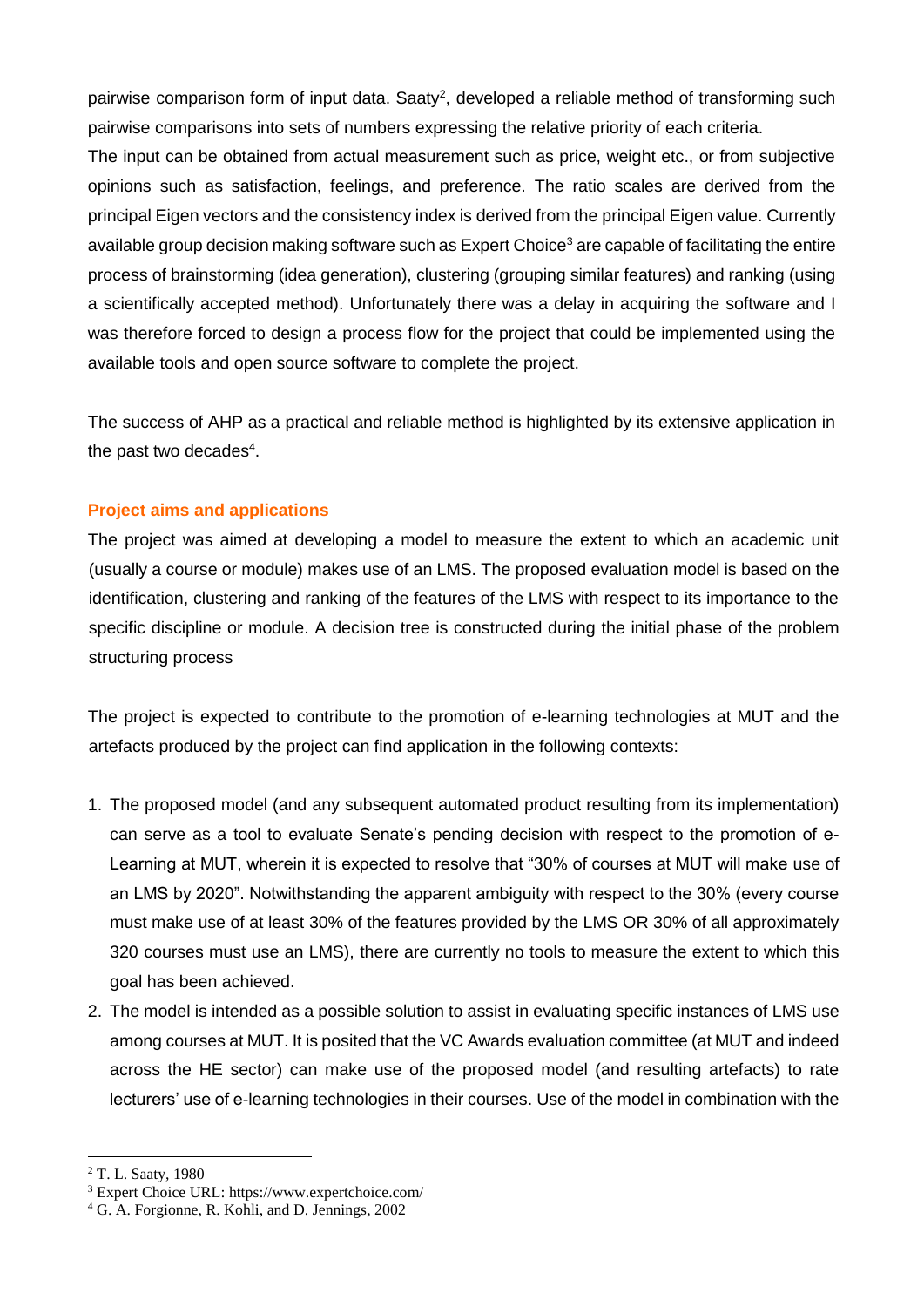pairwise comparison form of input data. Saaty[2], developed a reliable method of transforming such pairwise comparisons into sets of numbers expressing the relative priority of each criteria.

The input can be obtained from actual measurement such as price, weight etc., or from subjective opinions such as satisfaction, feelings, and preference. The ratio scales are derived from the principal Eigen vectors and the consistency index is derived from the principal Eigen value. Currently available group decision making software such as Expert Choice[3] are capable of facilitating the entire process of brainstorming (idea generation), clustering (grouping similar features) and ranking (using a scientifically accepted method). Unfortunately there was a delay in acquiring the software and I was therefore forced to design a process flow for the project that could be implemented using the available tools and open source software to complete the project.

The success of AHP as a practical and reliable method is highlighted by its extensive application in the past two decades[4].

## Project aims and applications

The project was aimed at developing a model to measure the extent to which an academic unit (usually a course or module) makes use of an LMS. The proposed evaluation model is based on the identification, clustering and ranking of the features of the LMS with respect to its importance to the specific discipline or module. A decision tree is constructed during the initial phase of the problem structuring process

The project is expected to contribute to the promotion of e-learning technologies at MUT and the artefacts produced by the project can find application in the following contexts:

1. The proposed model (and any subsequent automated product resulting from its implementation) can serve as a tool to evaluate Senate's pending decision with respect to the promotion of e-Learning at MUT, wherein it is expected to resolve that "30% of courses at MUT will make use of an LMS by 2020". Notwithstanding the apparent ambiguity with respect to the 30% (every course must make use of at least 30% of the features provided by the LMS OR 30% of all approximately 320 courses must use an LMS), there are currently no tools to measure the extent to which this goal has been achieved.
2. The model is intended as a possible solution to assist in evaluating specific instances of LMS use among courses at MUT. It is posited that the VC Awards evaluation committee (at MUT and indeed across the HE sector) can make use of the proposed model (and resulting artefacts) to rate lecturers' use of e-learning technologies in their courses. Use of the model in combination with the

[2] T. L. Saaty, 1980
[3] Expert Choice URL: https://www.expertchoice.com/
[4] G. A. Forgionne, R. Kohli, and D. Jennings, 2002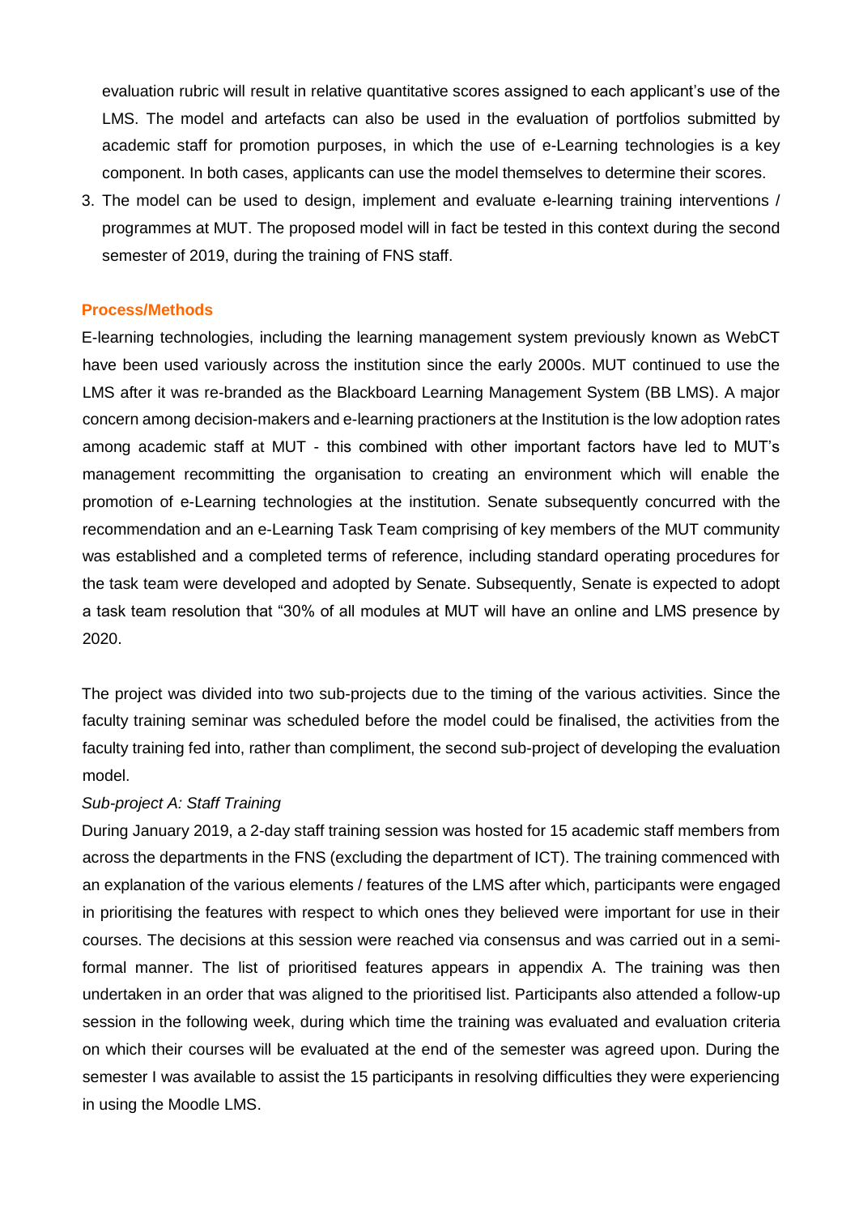evaluation rubric will result in relative quantitative scores assigned to each applicant's use of the LMS. The model and artefacts can also be used in the evaluation of portfolios submitted by academic staff for promotion purposes, in which the use of e-Learning technologies is a key component. In both cases, applicants can use the model themselves to determine their scores.

3. The model can be used to design, implement and evaluate e-learning training interventions / programmes at MUT. The proposed model will in fact be tested in this context during the second semester of 2019, during the training of FNS staff.

## Process/Methods

E-learning technologies, including the learning management system previously known as WebCT have been used variously across the institution since the early 2000s. MUT continued to use the LMS after it was re-branded as the Blackboard Learning Management System (BB LMS). A major concern among decision-makers and e-learning practioners at the Institution is the low adoption rates among academic staff at MUT - this combined with other important factors have led to MUT's management recommitting the organisation to creating an environment which will enable the promotion of e-Learning technologies at the institution. Senate subsequently concurred with the recommendation and an e-Learning Task Team comprising of key members of the MUT community was established and a completed terms of reference, including standard operating procedures for the task team were developed and adopted by Senate. Subsequently, Senate is expected to adopt a task team resolution that "30% of all modules at MUT will have an online and LMS presence by 2020.

The project was divided into two sub-projects due to the timing of the various activities. Since the faculty training seminar was scheduled before the model could be finalised, the activities from the faculty training fed into, rather than compliment, the second sub-project of developing the evaluation model.

*Sub-project A: Staff Training*

During January 2019, a 2-day staff training session was hosted for 15 academic staff members from across the departments in the FNS (excluding the department of ICT). The training commenced with an explanation of the various elements / features of the LMS after which, participants were engaged in prioritising the features with respect to which ones they believed were important for use in their courses. The decisions at this session were reached via consensus and was carried out in a semi-formal manner. The list of prioritised features appears in appendix A. The training was then undertaken in an order that was aligned to the prioritised list. Participants also attended a follow-up session in the following week, during which time the training was evaluated and evaluation criteria on which their courses will be evaluated at the end of the semester was agreed upon. During the semester I was available to assist the 15 participants in resolving difficulties they were experiencing in using the Moodle LMS.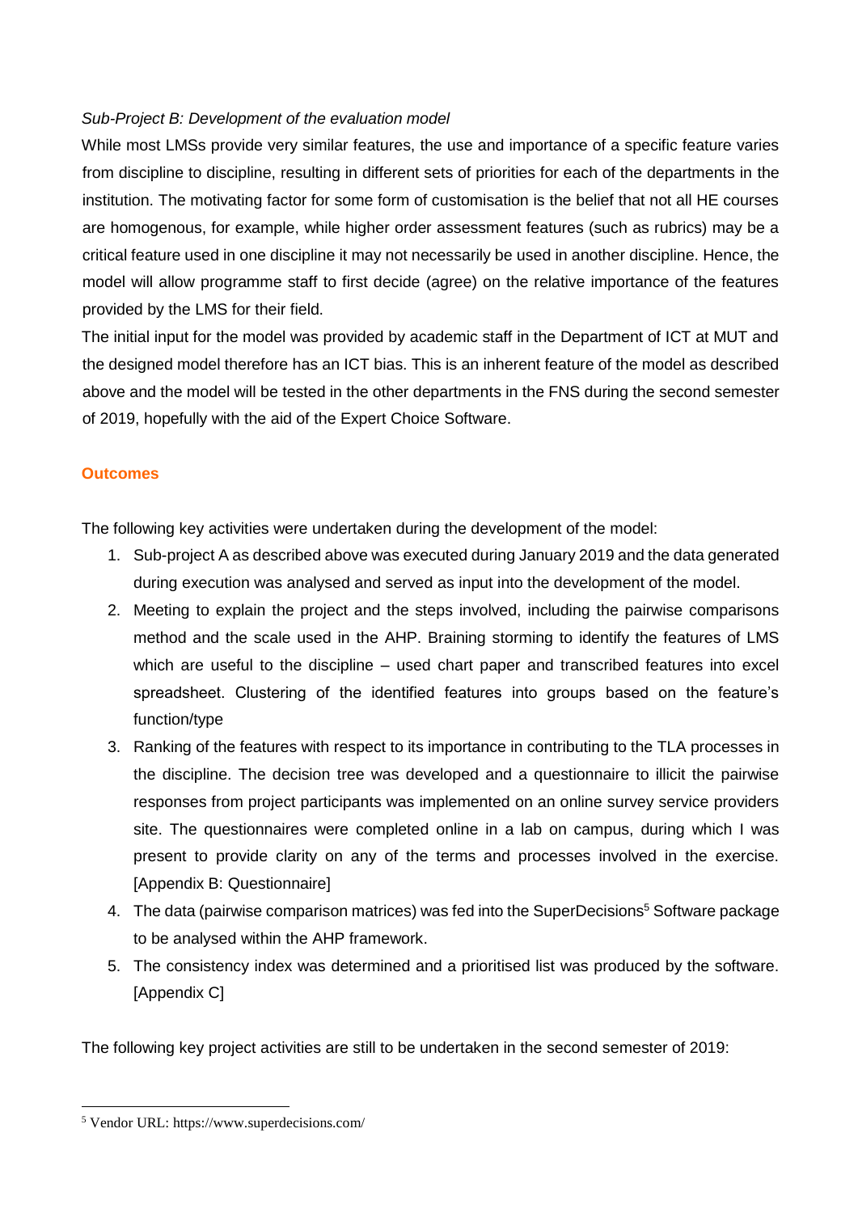*Sub-Project B: Development of the evaluation model*

While most LMSs provide very similar features, the use and importance of a specific feature varies from discipline to discipline, resulting in different sets of priorities for each of the departments in the institution. The motivating factor for some form of customisation is the belief that not all HE courses are homogenous, for example, while higher order assessment features (such as rubrics) may be a critical feature used in one discipline it may not necessarily be used in another discipline. Hence, the model will allow programme staff to first decide (agree) on the relative importance of the features provided by the LMS for their field.

The initial input for the model was provided by academic staff in the Department of ICT at MUT and the designed model therefore has an ICT bias. This is an inherent feature of the model as described above and the model will be tested in the other departments in the FNS during the second semester of 2019, hopefully with the aid of the Expert Choice Software.

## Outcomes

The following key activities were undertaken during the development of the model:

1. Sub-project A as described above was executed during January 2019 and the data generated during execution was analysed and served as input into the development of the model.
2. Meeting to explain the project and the steps involved, including the pairwise comparisons method and the scale used in the AHP. Braining storming to identify the features of LMS which are useful to the discipline – used chart paper and transcribed features into excel spreadsheet. Clustering of the identified features into groups based on the feature's function/type
3. Ranking of the features with respect to its importance in contributing to the TLA processes in the discipline. The decision tree was developed and a questionnaire to illicit the pairwise responses from project participants was implemented on an online survey service providers site. The questionnaires were completed online in a lab on campus, during which I was present to provide clarity on any of the terms and processes involved in the exercise. [Appendix B: Questionnaire]
4. The data (pairwise comparison matrices) was fed into the SuperDecisions[5] Software package to be analysed within the AHP framework.
5. The consistency index was determined and a prioritised list was produced by the software. [Appendix C]

The following key project activities are still to be undertaken in the second semester of 2019:

[5] Vendor URL: https://www.superdecisions.com/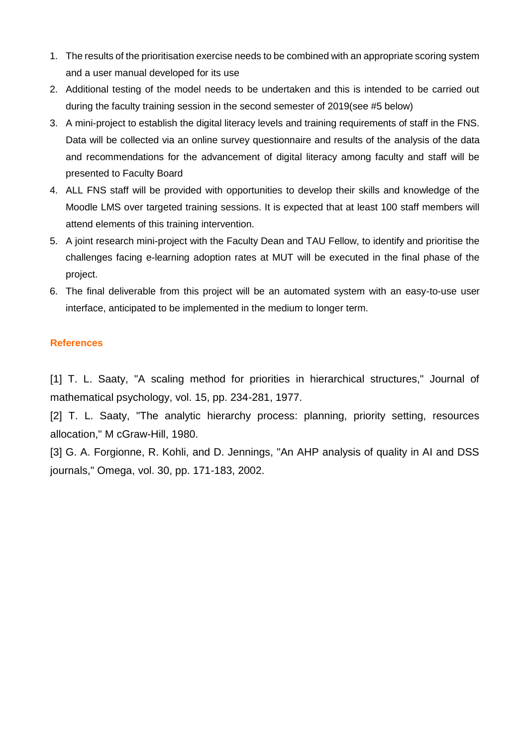1. The results of the prioritisation exercise needs to be combined with an appropriate scoring system and a user manual developed for its use
2. Additional testing of the model needs to be undertaken and this is intended to be carried out during the faculty training session in the second semester of 2019(see #5 below)
3. A mini-project to establish the digital literacy levels and training requirements of staff in the FNS. Data will be collected via an online survey questionnaire and results of the analysis of the data and recommendations for the advancement of digital literacy among faculty and staff will be presented to Faculty Board
4. ALL FNS staff will be provided with opportunities to develop their skills and knowledge of the Moodle LMS over targeted training sessions. It is expected that at least 100 staff members will attend elements of this training intervention.
5. A joint research mini-project with the Faculty Dean and TAU Fellow, to identify and prioritise the challenges facing e-learning adoption rates at MUT will be executed in the final phase of the project.
6. The final deliverable from this project will be an automated system with an easy-to-use user interface, anticipated to be implemented in the medium to longer term.

## References

[1] T. L. Saaty, "A scaling method for priorities in hierarchical structures," Journal of mathematical psychology, vol. 15, pp. 234-281, 1977.

[2] T. L. Saaty, "The analytic hierarchy process: planning, priority setting, resources allocation," M cGraw-Hill, 1980.

[3] G. A. Forgionne, R. Kohli, and D. Jennings, "An AHP analysis of quality in AI and DSS journals," Omega, vol. 30, pp. 171-183, 2002.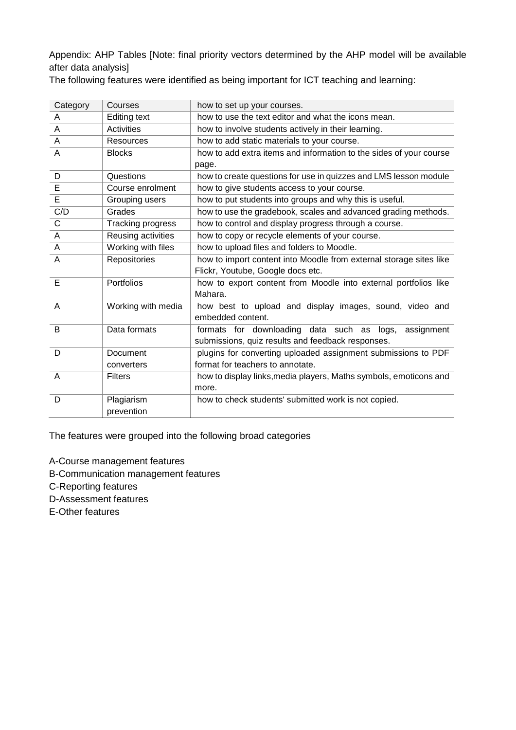Appendix: AHP Tables [Note: final priority vectors determined by the AHP model will be available after data analysis]

The following features were identified as being important for ICT teaching and learning:

| Category | Courses | how to set up your courses. |
|---|---|---|
| A | Editing text | how to use the text editor and what the icons mean. |
| A | Activities | how to involve students actively in their learning. |
| A | Resources | how to add static materials to your course. |
| A | Blocks | how to add extra items and information to the sides of your course page. |
| D | Questions | how to create questions for use in quizzes and LMS lesson module |
| E | Course enrolment | how to give students access to your course. |
| E | Grouping users | how to put students into groups and why this is useful. |
| C/D | Grades | how to use the gradebook, scales and advanced grading methods. |
| C | Tracking progress | how to control and display progress through a course. |
| A | Reusing activities | how to copy or recycle elements of your course. |
| A | Working with files | how to upload files and folders to Moodle. |
| A | Repositories | how to import content into Moodle from external storage sites like Flickr, Youtube, Google docs etc. |
| E | Portfolios | how to export content from Moodle into external portfolios like Mahara. |
| A | Working with media | how best to upload and display images, sound, video and embedded content. |
| B | Data formats | formats for downloading data such as logs, assignment submissions, quiz results and feedback responses. |
| D | Document converters | plugins for converting uploaded assignment submissions to PDF format for teachers to annotate. |
| A | Filters | how to display links,media players, Maths symbols, emoticons and more. |
| D | Plagiarism prevention | how to check students' submitted work is not copied. |

The features were grouped into the following broad categories

A-Course management features

B-Communication management features

C-Reporting features

D-Assessment features

E-Other features